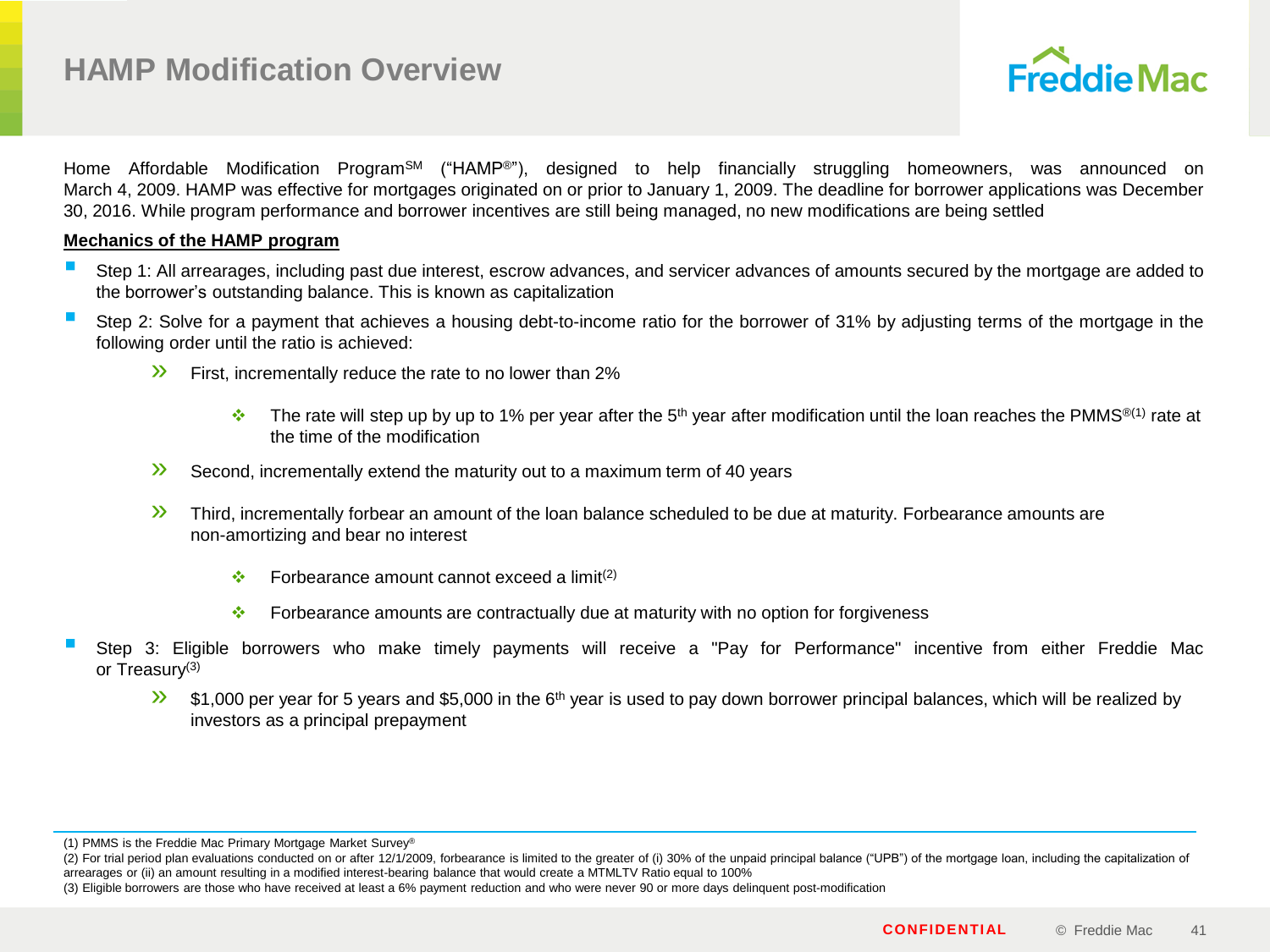# HAMP Modification Overview

Home Affordable Modification Program[SM] ("HAMP®"), designed to help financially struggling homeowners, was announced on March 4, 2009. HAMP was effective for mortgages originated on or prior to January 1, 2009. The deadline for borrower applications was December 30, 2016. While program performance and borrower incentives are still being managed, no new modifications are being settled

**Mechanics of the HAMP program**

- Step 1: All arrearages, including past due interest, escrow advances, and servicer advances of amounts secured by the mortgage are added to the borrower's outstanding balance. This is known as capitalization
- Step 2: Solve for a payment that achieves a housing debt-to-income ratio for the borrower of 31% by adjusting terms of the mortgage in the following order until the ratio is achieved:
  - First, incrementally reduce the rate to no lower than 2%
    - The rate will step up by up to 1% per year after the 5th year after modification until the loan reaches the PMMS®[(1)] rate at the time of the modification
  - Second, incrementally extend the maturity out to a maximum term of 40 years
  - Third, incrementally forbear an amount of the loan balance scheduled to be due at maturity. Forbearance amounts are non-amortizing and bear no interest
    - Forbearance amount cannot exceed a limit[(2)]
    - Forbearance amounts are contractually due at maturity with no option for forgiveness
- Step 3: Eligible borrowers who make timely payments will receive a "Pay for Performance" incentive from either Freddie Mac or Treasury[(3)]
  - $1,000 per year for 5 years and $5,000 in the 6th year is used to pay down borrower principal balances, which will be realized by investors as a principal prepayment

(1) PMMS is the Freddie Mac Primary Mortgage Market Survey®

(2) For trial period plan evaluations conducted on or after 12/1/2009, forbearance is limited to the greater of (i) 30% of the unpaid principal balance ("UPB") of the mortgage loan, including the capitalization of arrearages or (ii) an amount resulting in a modified interest-bearing balance that would create a MTMLTV Ratio equal to 100%

(3) Eligible borrowers are those who have received at least a 6% payment reduction and who were never 90 or more days delinquent post-modification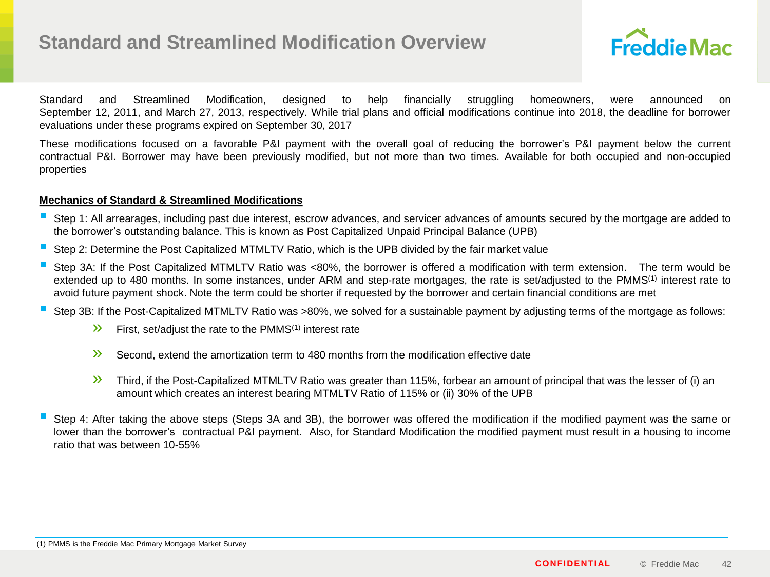# Standard and Streamlined Modification Overview

Standard and Streamlined Modification, designed to help financially struggling homeowners, were announced on September 12, 2011, and March 27, 2013, respectively. While trial plans and official modifications continue into 2018, the deadline for borrower evaluations under these programs expired on September 30, 2017

These modifications focused on a favorable P&I payment with the overall goal of reducing the borrower's P&I payment below the current contractual P&I. Borrower may have been previously modified, but not more than two times. Available for both occupied and non-occupied properties

**Mechanics of Standard & Streamlined Modifications**

- Step 1: All arrearages, including past due interest, escrow advances, and servicer advances of amounts secured by the mortgage are added to the borrower's outstanding balance. This is known as Post Capitalized Unpaid Principal Balance (UPB)
- Step 2: Determine the Post Capitalized MTMLTV Ratio, which is the UPB divided by the fair market value
- Step 3A: If the Post Capitalized MTMLTV Ratio was <80%, the borrower is offered a modification with term extension. The term would be extended up to 480 months. In some instances, under ARM and step-rate mortgages, the rate is set/adjusted to the PMMS[1] interest rate to avoid future payment shock. Note the term could be shorter if requested by the borrower and certain financial conditions are met
- Step 3B: If the Post-Capitalized MTMLTV Ratio was >80%, we solved for a sustainable payment by adjusting terms of the mortgage as follows:
  - First, set/adjust the rate to the PMMS[1] interest rate
  - Second, extend the amortization term to 480 months from the modification effective date
  - Third, if the Post-Capitalized MTMLTV Ratio was greater than 115%, forbear an amount of principal that was the lesser of (i) an amount which creates an interest bearing MTMLTV Ratio of 115% or (ii) 30% of the UPB
- Step 4: After taking the above steps (Steps 3A and 3B), the borrower was offered the modification if the modified payment was the same or lower than the borrower's contractual P&I payment. Also, for Standard Modification the modified payment must result in a housing to income ratio that was between 10-55%

(1) PMMS is the Freddie Mac Primary Mortgage Market Survey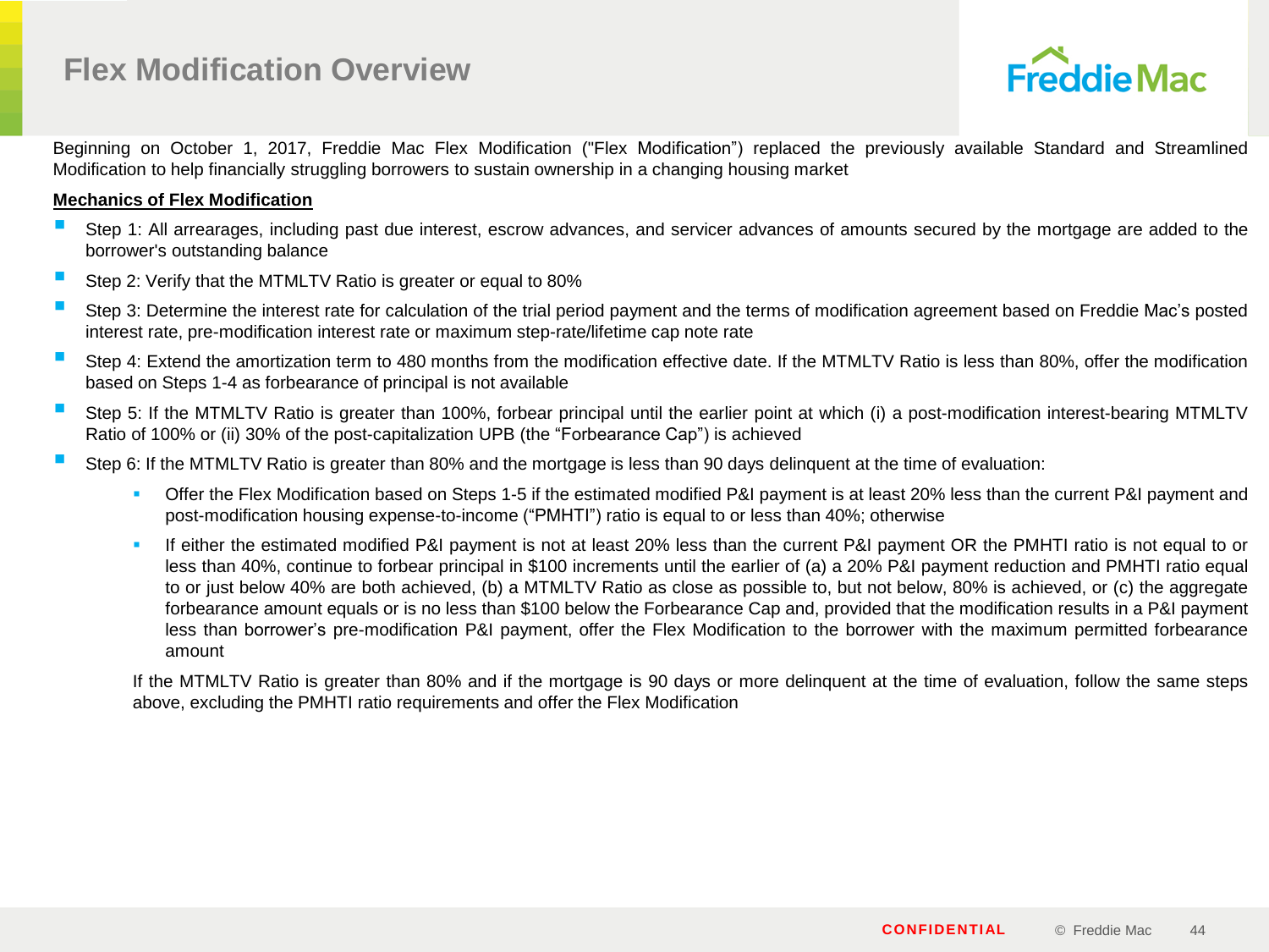# Flex Modification Overview

Beginning on October 1, 2017, Freddie Mac Flex Modification ("Flex Modification") replaced the previously available Standard and Streamlined Modification to help financially struggling borrowers to sustain ownership in a changing housing market

**Mechanics of Flex Modification**

- Step 1: All arrearages, including past due interest, escrow advances, and servicer advances of amounts secured by the mortgage are added to the borrower's outstanding balance
- Step 2: Verify that the MTMLTV Ratio is greater or equal to 80%
- Step 3: Determine the interest rate for calculation of the trial period payment and the terms of modification agreement based on Freddie Mac's posted interest rate, pre-modification interest rate or maximum step-rate/lifetime cap note rate
- Step 4: Extend the amortization term to 480 months from the modification effective date. If the MTMLTV Ratio is less than 80%, offer the modification based on Steps 1-4 as forbearance of principal is not available
- Step 5: If the MTMLTV Ratio is greater than 100%, forbear principal until the earlier point at which (i) a post-modification interest-bearing MTMLTV Ratio of 100% or (ii) 30% of the post-capitalization UPB (the "Forbearance Cap") is achieved
- Step 6: If the MTMLTV Ratio is greater than 80% and the mortgage is less than 90 days delinquent at the time of evaluation:
  - Offer the Flex Modification based on Steps 1-5 if the estimated modified P&I payment is at least 20% less than the current P&I payment and post-modification housing expense-to-income ("PMHTI") ratio is equal to or less than 40%; otherwise
  - If either the estimated modified P&I payment is not at least 20% less than the current P&I payment OR the PMHTI ratio is not equal to or less than 40%, continue to forbear principal in $100 increments until the earlier of (a) a 20% P&I payment reduction and PMHTI ratio equal to or just below 40% are both achieved, (b) a MTMLTV Ratio as close as possible to, but not below, 80% is achieved, or (c) the aggregate forbearance amount equals or is no less than $100 below the Forbearance Cap and, provided that the modification results in a P&I payment less than borrower's pre-modification P&I payment, offer the Flex Modification to the borrower with the maximum permitted forbearance amount

  If the MTMLTV Ratio is greater than 80% and if the mortgage is 90 days or more delinquent at the time of evaluation, follow the same steps above, excluding the PMHTI ratio requirements and offer the Flex Modification